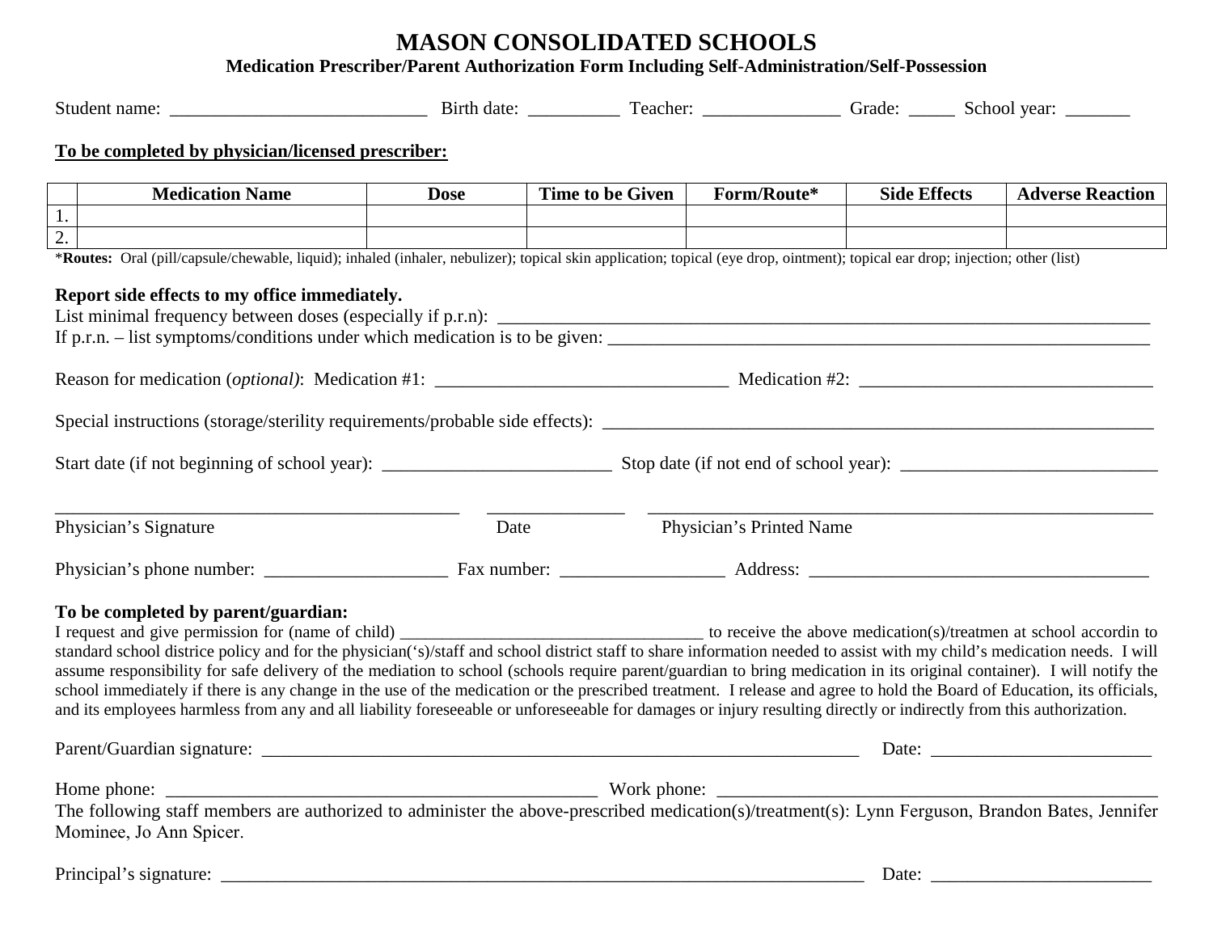# MASON CONSOLIDATED SCHOOLS

**Medication Prescriber/Parent Authorization Form Including Self-Administration/Self-Possession**

Student name: ____________________________ Birth date: __________ Teacher: _______________ Grade: _____ School year: _______

**To be completed by physician/licensed prescriber:**

| | Medication Name | Dose | Time to be Given | Form/Route* | Side Effects | Adverse Reaction |
|---|---|---|---|---|---|---|
| 1. | | | | | | |
| 2. | | | | | | |

***Routes:** Oral (pill/capsule/chewable, liquid); inhaled (inhaler, nebulizer); topical skin application; topical (eye drop, ointment); topical ear drop; injection; other (list)

**Report side effects to my office immediately.**

List minimal frequency between doses (especially if p.r.n): ____________________________________________________________

If p.r.n. – list symptoms/conditions under which medication is to be given: _____________________________________________

Reason for medication (*optional*): Medication #1: ________________________________ Medication #2: ________________________________

Special instructions (storage/sterility requirements/probable side effects): _____________________________________________

Start date (if not beginning of school year): _________________________ Stop date (if not end of school year): ____________________________

_____________________________________________ _______________ _______________________________________________________

Physician's Signature Date Physician's Printed Name

Physician's phone number: ____________________ Fax number: __________________ Address: ______________________________________

**To be completed by parent/guardian:**

I request and give permission for (name of child) ___________________________________ to receive the above medication(s)/treatmen at school accordin to standard school districe policy and for the physician('s)/staff and school district staff to share information needed to assist with my child's medication needs. I will assume responsibility for safe delivery of the mediation to school (schools require parent/guardian to bring medication in its original container). I will notify the school immediately if there is any change in the use of the medication or the prescribed treatment. I release and agree to hold the Board of Education, its officials, and its employees harmless from any and all liability foreseeable or unforeseeable for damages or injury resulting directly or indirectly from this authorization.

Parent/Guardian signature: _______________________________________________________________________ Date: _________________________

Home phone: _________________________________________________ Work phone: __________________________________________________

The following staff members are authorized to administer the above-prescribed medication(s)/treatment(s): Lynn Ferguson, Brandon Bates, Jennifer Mominee, Jo Ann Spicer.

Principal's signature: ___________________________________________________________________________ Date: _________________________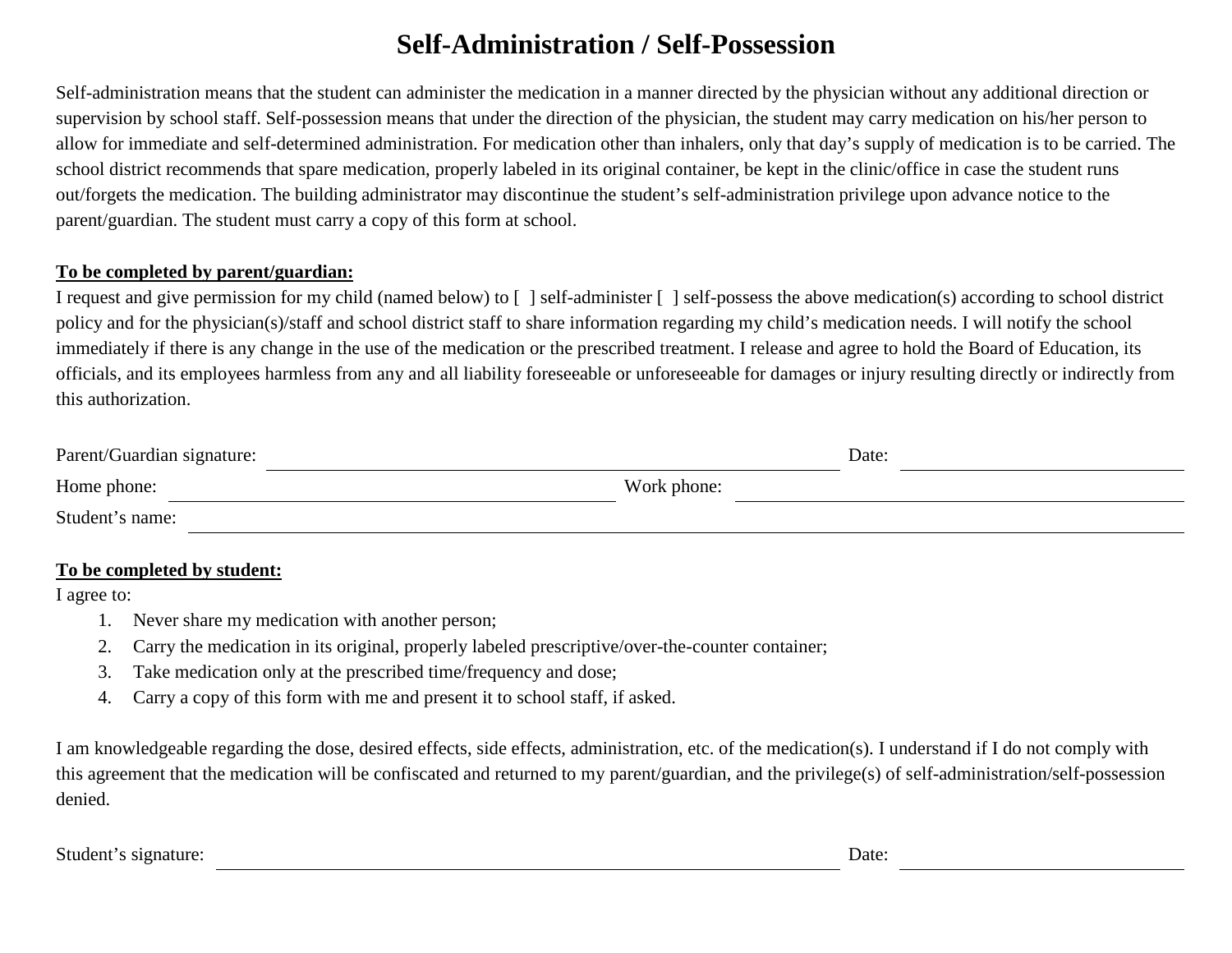# Self-Administration / Self-Possession

Self-administration means that the student can administer the medication in a manner directed by the physician without any additional direction or supervision by school staff. Self-possession means that under the direction of the physician, the student may carry medication on his/her person to allow for immediate and self-determined administration. For medication other than inhalers, only that day's supply of medication is to be carried. The school district recommends that spare medication, properly labeled in its original container, be kept in the clinic/office in case the student runs out/forgets the medication. The building administrator may discontinue the student's self-administration privilege upon advance notice to the parent/guardian. The student must carry a copy of this form at school.

**To be completed by parent/guardian:**

I request and give permission for my child (named below) to [ ] self-administer [ ] self-possess the above medication(s) according to school district policy and for the physician(s)/staff and school district staff to share information regarding my child's medication needs. I will notify the school immediately if there is any change in the use of the medication or the prescribed treatment. I release and agree to hold the Board of Education, its officials, and its employees harmless from any and all liability foreseeable or unforeseeable for damages or injury resulting directly or indirectly from this authorization.

Parent/Guardian signature: ______________________________ Date: ______________

Home phone: ______________________ Work phone: ______________________

Student's name: ______________________________________________

**To be completed by student:**

I agree to:

1. Never share my medication with another person;
2. Carry the medication in its original, properly labeled prescriptive/over-the-counter container;
3. Take medication only at the prescribed time/frequency and dose;
4. Carry a copy of this form with me and present it to school staff, if asked.

I am knowledgeable regarding the dose, desired effects, side effects, administration, etc. of the medication(s). I understand if I do not comply with this agreement that the medication will be confiscated and returned to my parent/guardian, and the privilege(s) of self-administration/self-possession denied.

Student's signature: ______________________________ Date: ______________